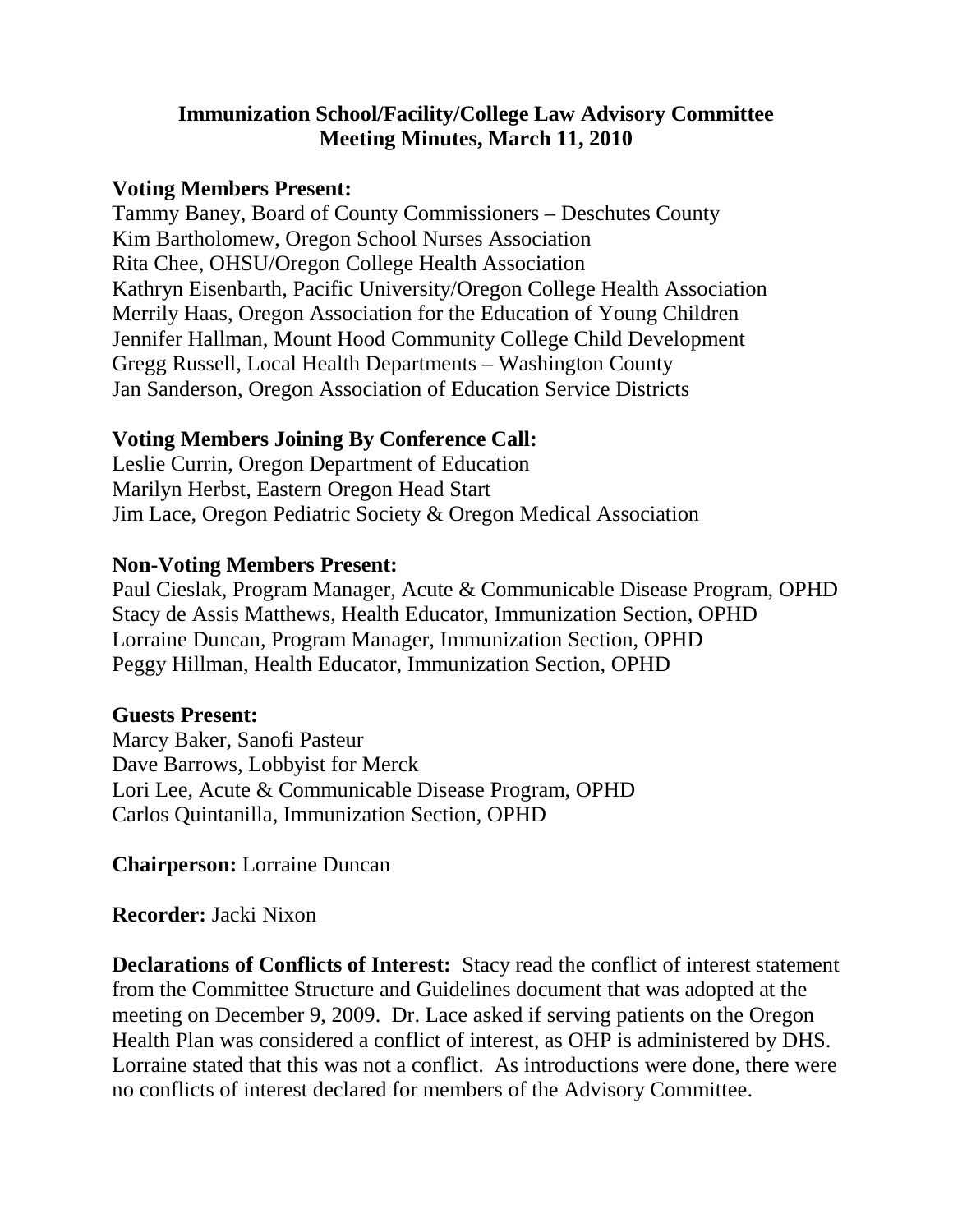# Immunization School/Facility/College Law Advisory Committee
## Meeting Minutes, March 11, 2010

**Voting Members Present:**
Tammy Baney, Board of County Commissioners – Deschutes County
Kim Bartholomew, Oregon School Nurses Association
Rita Chee, OHSU/Oregon College Health Association
Kathryn Eisenbarth, Pacific University/Oregon College Health Association
Merrily Haas, Oregon Association for the Education of Young Children
Jennifer Hallman, Mount Hood Community College Child Development
Gregg Russell, Local Health Departments – Washington County
Jan Sanderson, Oregon Association of Education Service Districts

**Voting Members Joining By Conference Call:**
Leslie Currin, Oregon Department of Education
Marilyn Herbst, Eastern Oregon Head Start
Jim Lace, Oregon Pediatric Society & Oregon Medical Association

**Non-Voting Members Present:**
Paul Cieslak, Program Manager, Acute & Communicable Disease Program, OPHD
Stacy de Assis Matthews, Health Educator, Immunization Section, OPHD
Lorraine Duncan, Program Manager, Immunization Section, OPHD
Peggy Hillman, Health Educator, Immunization Section, OPHD

**Guests Present:**
Marcy Baker, Sanofi Pasteur
Dave Barrows, Lobbyist for Merck
Lori Lee, Acute & Communicable Disease Program, OPHD
Carlos Quintanilla, Immunization Section, OPHD

**Chairperson:** Lorraine Duncan

**Recorder:** Jacki Nixon

**Declarations of Conflicts of Interest:** Stacy read the conflict of interest statement from the Committee Structure and Guidelines document that was adopted at the meeting on December 9, 2009. Dr. Lace asked if serving patients on the Oregon Health Plan was considered a conflict of interest, as OHP is administered by DHS. Lorraine stated that this was not a conflict. As introductions were done, there were no conflicts of interest declared for members of the Advisory Committee.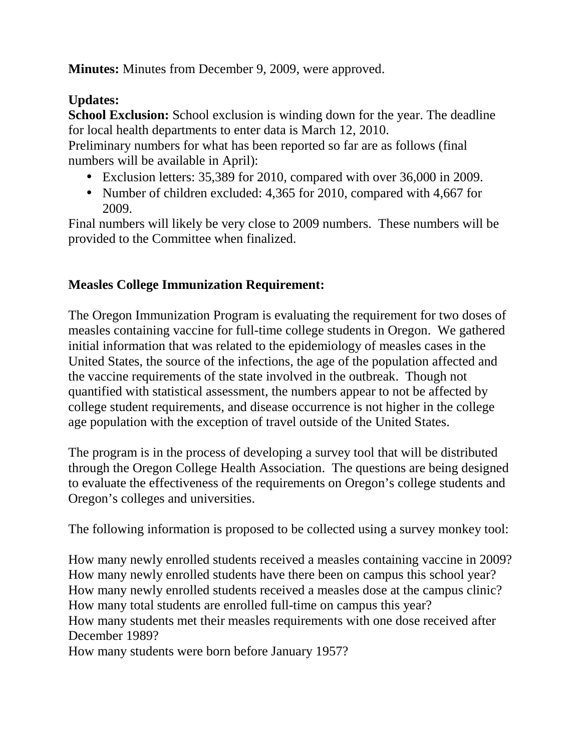**Minutes:** Minutes from December 9, 2009, were approved.

**Updates:**
**School Exclusion:** School exclusion is winding down for the year. The deadline for local health departments to enter data is March 12, 2010.
Preliminary numbers for what has been reported so far are as follows (final numbers will be available in April):

- Exclusion letters: 35,389 for 2010, compared with over 36,000 in 2009.
- Number of children excluded: 4,365 for 2010, compared with 4,667 for 2009.

Final numbers will likely be very close to 2009 numbers. These numbers will be provided to the Committee when finalized.

**Measles College Immunization Requirement:**

The Oregon Immunization Program is evaluating the requirement for two doses of measles containing vaccine for full-time college students in Oregon. We gathered initial information that was related to the epidemiology of measles cases in the United States, the source of the infections, the age of the population affected and the vaccine requirements of the state involved in the outbreak. Though not quantified with statistical assessment, the numbers appear to not be affected by college student requirements, and disease occurrence is not higher in the college age population with the exception of travel outside of the United States.

The program is in the process of developing a survey tool that will be distributed through the Oregon College Health Association. The questions are being designed to evaluate the effectiveness of the requirements on Oregon's college students and Oregon's colleges and universities.

The following information is proposed to be collected using a survey monkey tool:

How many newly enrolled students received a measles containing vaccine in 2009?
How many newly enrolled students have there been on campus this school year?
How many newly enrolled students received a measles dose at the campus clinic?
How many total students are enrolled full-time on campus this year?
How many students met their measles requirements with one dose received after December 1989?
How many students were born before January 1957?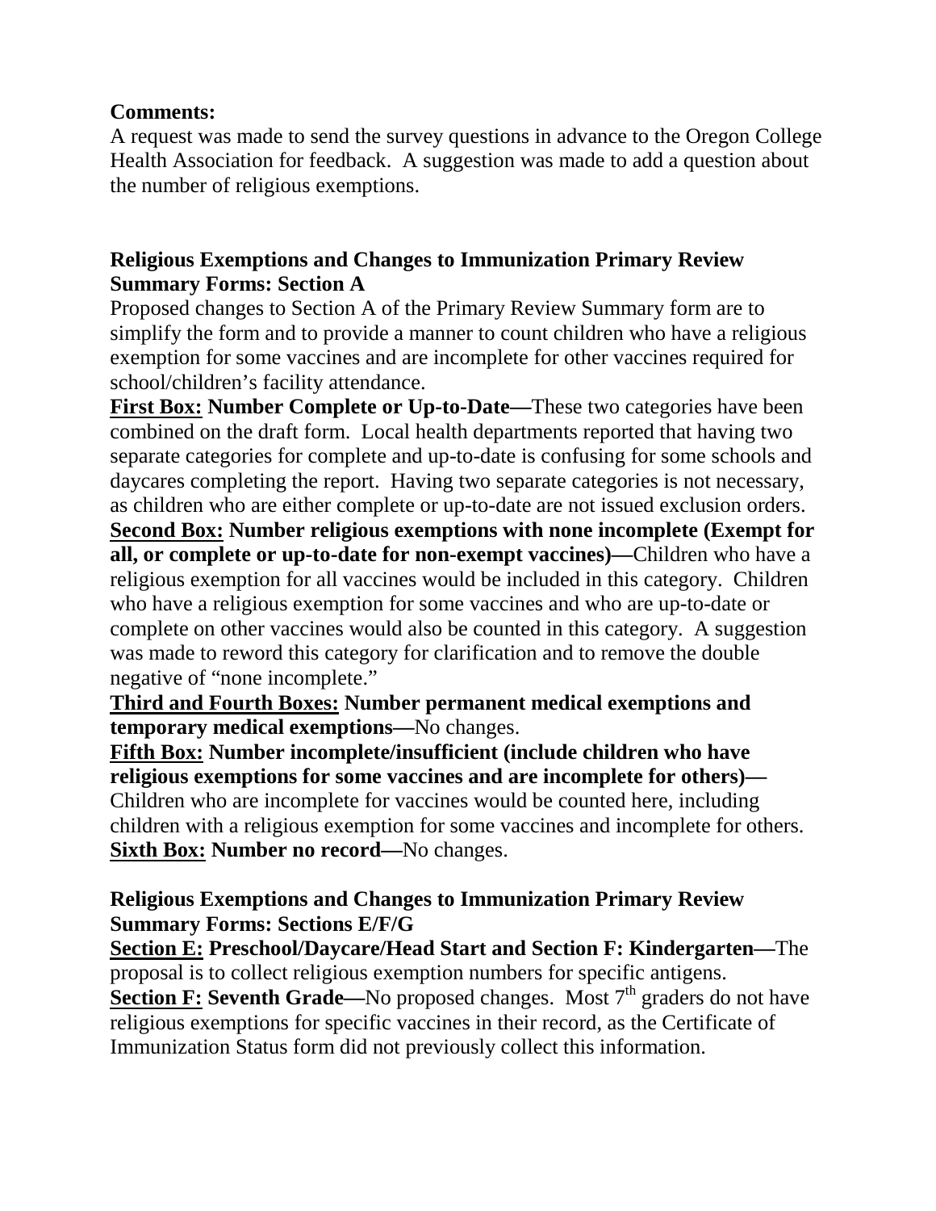**Comments:**
A request was made to send the survey questions in advance to the Oregon College Health Association for feedback. A suggestion was made to add a question about the number of religious exemptions.

## Religious Exemptions and Changes to Immunization Primary Review Summary Forms: Section A

Proposed changes to Section A of the Primary Review Summary form are to simplify the form and to provide a manner to count children who have a religious exemption for some vaccines and are incomplete for other vaccines required for school/children's facility attendance.

**First Box: Number Complete or Up-to-Date—**These two categories have been combined on the draft form. Local health departments reported that having two separate categories for complete and up-to-date is confusing for some schools and daycares completing the report. Having two separate categories is not necessary, as children who are either complete or up-to-date are not issued exclusion orders.

**Second Box: Number religious exemptions with none incomplete (Exempt for all, or complete or up-to-date for non-exempt vaccines)—**Children who have a religious exemption for all vaccines would be included in this category. Children who have a religious exemption for some vaccines and who are up-to-date or complete on other vaccines would also be counted in this category. A suggestion was made to reword this category for clarification and to remove the double negative of "none incomplete."

**Third and Fourth Boxes: Number permanent medical exemptions and temporary medical exemptions—**No changes.

**Fifth Box: Number incomplete/insufficient (include children who have religious exemptions for some vaccines and are incomplete for others)—** Children who are incomplete for vaccines would be counted here, including children with a religious exemption for some vaccines and incomplete for others.

**Sixth Box: Number no record—**No changes.

## Religious Exemptions and Changes to Immunization Primary Review Summary Forms: Sections E/F/G

**Section E: Preschool/Daycare/Head Start and Section F: Kindergarten—**The proposal is to collect religious exemption numbers for specific antigens.

**Section F: Seventh Grade—**No proposed changes. Most 7th graders do not have religious exemptions for specific vaccines in their record, as the Certificate of Immunization Status form did not previously collect this information.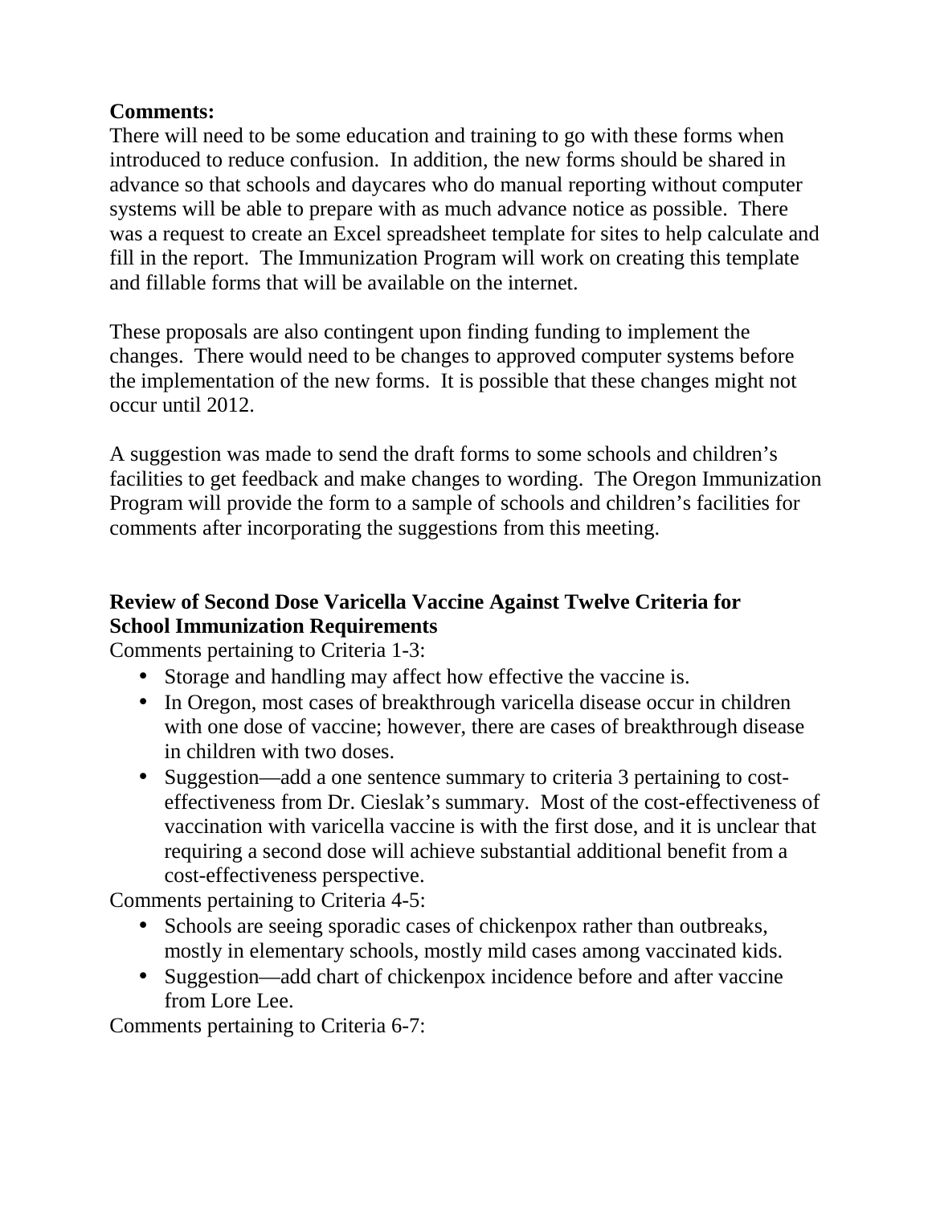**Comments:**
There will need to be some education and training to go with these forms when introduced to reduce confusion. In addition, the new forms should be shared in advance so that schools and daycares who do manual reporting without computer systems will be able to prepare with as much advance notice as possible. There was a request to create an Excel spreadsheet template for sites to help calculate and fill in the report. The Immunization Program will work on creating this template and fillable forms that will be available on the internet.

These proposals are also contingent upon finding funding to implement the changes. There would need to be changes to approved computer systems before the implementation of the new forms. It is possible that these changes might not occur until 2012.

A suggestion was made to send the draft forms to some schools and children's facilities to get feedback and make changes to wording. The Oregon Immunization Program will provide the form to a sample of schools and children's facilities for comments after incorporating the suggestions from this meeting.

**Review of Second Dose Varicella Vaccine Against Twelve Criteria for School Immunization Requirements**

Comments pertaining to Criteria 1-3:

- Storage and handling may affect how effective the vaccine is.
- In Oregon, most cases of breakthrough varicella disease occur in children with one dose of vaccine; however, there are cases of breakthrough disease in children with two doses.
- Suggestion—add a one sentence summary to criteria 3 pertaining to cost-effectiveness from Dr. Cieslak's summary. Most of the cost-effectiveness of vaccination with varicella vaccine is with the first dose, and it is unclear that requiring a second dose will achieve substantial additional benefit from a cost-effectiveness perspective.

Comments pertaining to Criteria 4-5:

- Schools are seeing sporadic cases of chickenpox rather than outbreaks, mostly in elementary schools, mostly mild cases among vaccinated kids.
- Suggestion—add chart of chickenpox incidence before and after vaccine from Lore Lee.

Comments pertaining to Criteria 6-7: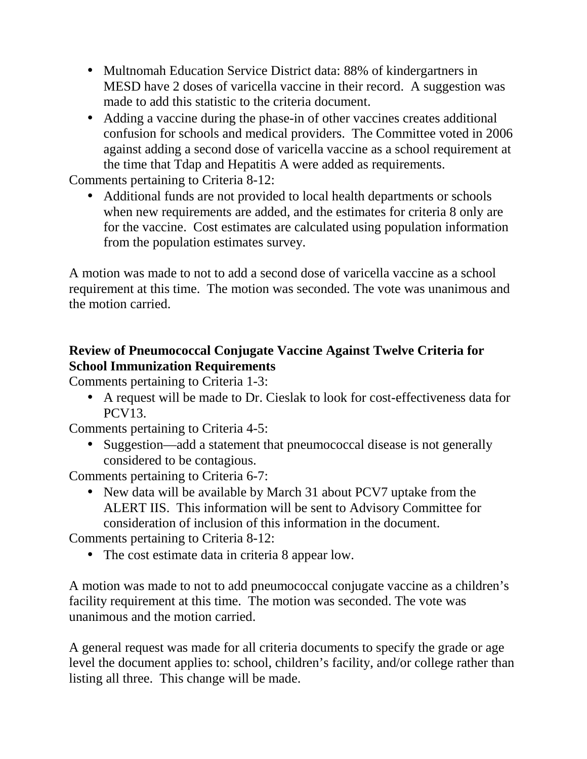- Multnomah Education Service District data: 88% of kindergartners in MESD have 2 doses of varicella vaccine in their record. A suggestion was made to add this statistic to the criteria document.
- Adding a vaccine during the phase-in of other vaccines creates additional confusion for schools and medical providers. The Committee voted in 2006 against adding a second dose of varicella vaccine as a school requirement at the time that Tdap and Hepatitis A were added as requirements.

Comments pertaining to Criteria 8-12:

- Additional funds are not provided to local health departments or schools when new requirements are added, and the estimates for criteria 8 only are for the vaccine. Cost estimates are calculated using population information from the population estimates survey.

A motion was made to not to add a second dose of varicella vaccine as a school requirement at this time. The motion was seconded. The vote was unanimous and the motion carried.

**Review of Pneumococcal Conjugate Vaccine Against Twelve Criteria for School Immunization Requirements**

Comments pertaining to Criteria 1-3:

- A request will be made to Dr. Cieslak to look for cost-effectiveness data for PCV13.

Comments pertaining to Criteria 4-5:

- Suggestion—add a statement that pneumococcal disease is not generally considered to be contagious.

Comments pertaining to Criteria 6-7:

- New data will be available by March 31 about PCV7 uptake from the ALERT IIS. This information will be sent to Advisory Committee for consideration of inclusion of this information in the document.

Comments pertaining to Criteria 8-12:

- The cost estimate data in criteria 8 appear low.

A motion was made to not to add pneumococcal conjugate vaccine as a children's facility requirement at this time. The motion was seconded. The vote was unanimous and the motion carried.

A general request was made for all criteria documents to specify the grade or age level the document applies to: school, children's facility, and/or college rather than listing all three. This change will be made.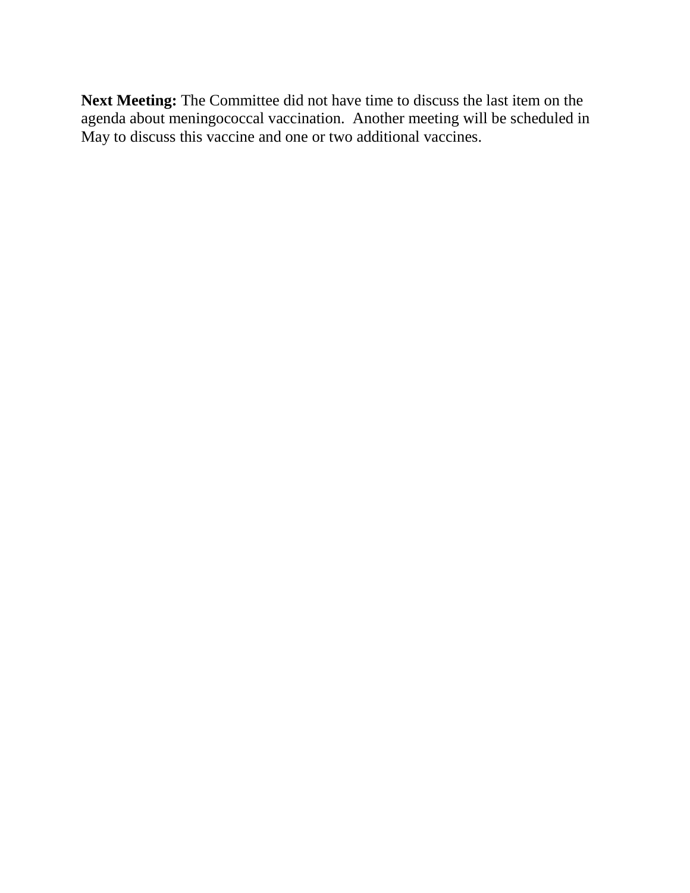**Next Meeting:** The Committee did not have time to discuss the last item on the agenda about meningococcal vaccination.  Another meeting will be scheduled in May to discuss this vaccine and one or two additional vaccines.